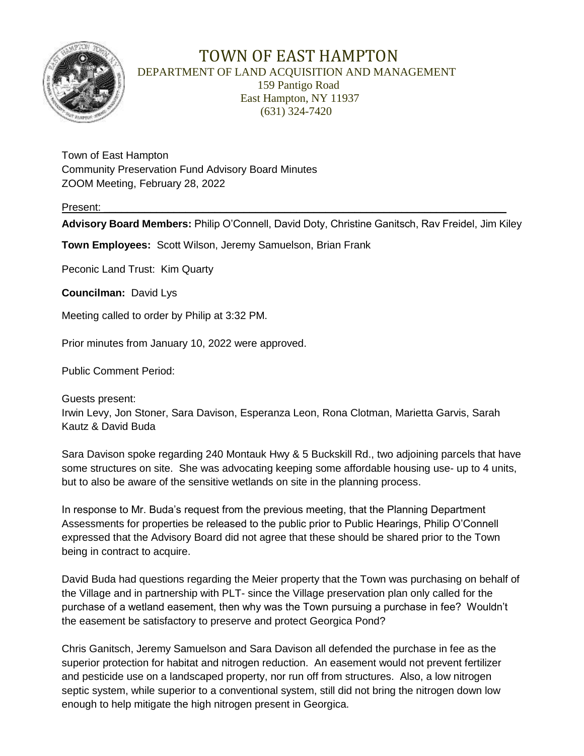# TOWN OF EAST HAMPTON

DEPARTMENT OF LAND ACQUISITION AND MANAGEMENT
159 Pantigo Road
East Hampton, NY 11937
(631) 324-7420

Town of East Hampton
Community Preservation Fund Advisory Board Minutes
ZOOM Meeting, February 28, 2022

Present:

**Advisory Board Members:** Philip O'Connell, David Doty, Christine Ganitsch, Rav Freidel, Jim Kiley

**Town Employees:** Scott Wilson, Jeremy Samuelson, Brian Frank

Peconic Land Trust: Kim Quarty

**Councilman:** David Lys

Meeting called to order by Philip at 3:32 PM.

Prior minutes from January 10, 2022 were approved.

Public Comment Period:

Guests present:
Irwin Levy, Jon Stoner, Sara Davison, Esperanza Leon, Rona Clotman, Marietta Garvis, Sarah Kautz & David Buda

Sara Davison spoke regarding 240 Montauk Hwy & 5 Buckskill Rd., two adjoining parcels that have some structures on site. She was advocating keeping some affordable housing use- up to 4 units, but to also be aware of the sensitive wetlands on site in the planning process.

In response to Mr. Buda's request from the previous meeting, that the Planning Department Assessments for properties be released to the public prior to Public Hearings, Philip O'Connell expressed that the Advisory Board did not agree that these should be shared prior to the Town being in contract to acquire.

David Buda had questions regarding the Meier property that the Town was purchasing on behalf of the Village and in partnership with PLT- since the Village preservation plan only called for the purchase of a wetland easement, then why was the Town pursuing a purchase in fee? Wouldn't the easement be satisfactory to preserve and protect Georgica Pond?

Chris Ganitsch, Jeremy Samuelson and Sara Davison all defended the purchase in fee as the superior protection for habitat and nitrogen reduction. An easement would not prevent fertilizer and pesticide use on a landscaped property, nor run off from structures. Also, a low nitrogen septic system, while superior to a conventional system, still did not bring the nitrogen down low enough to help mitigate the high nitrogen present in Georgica.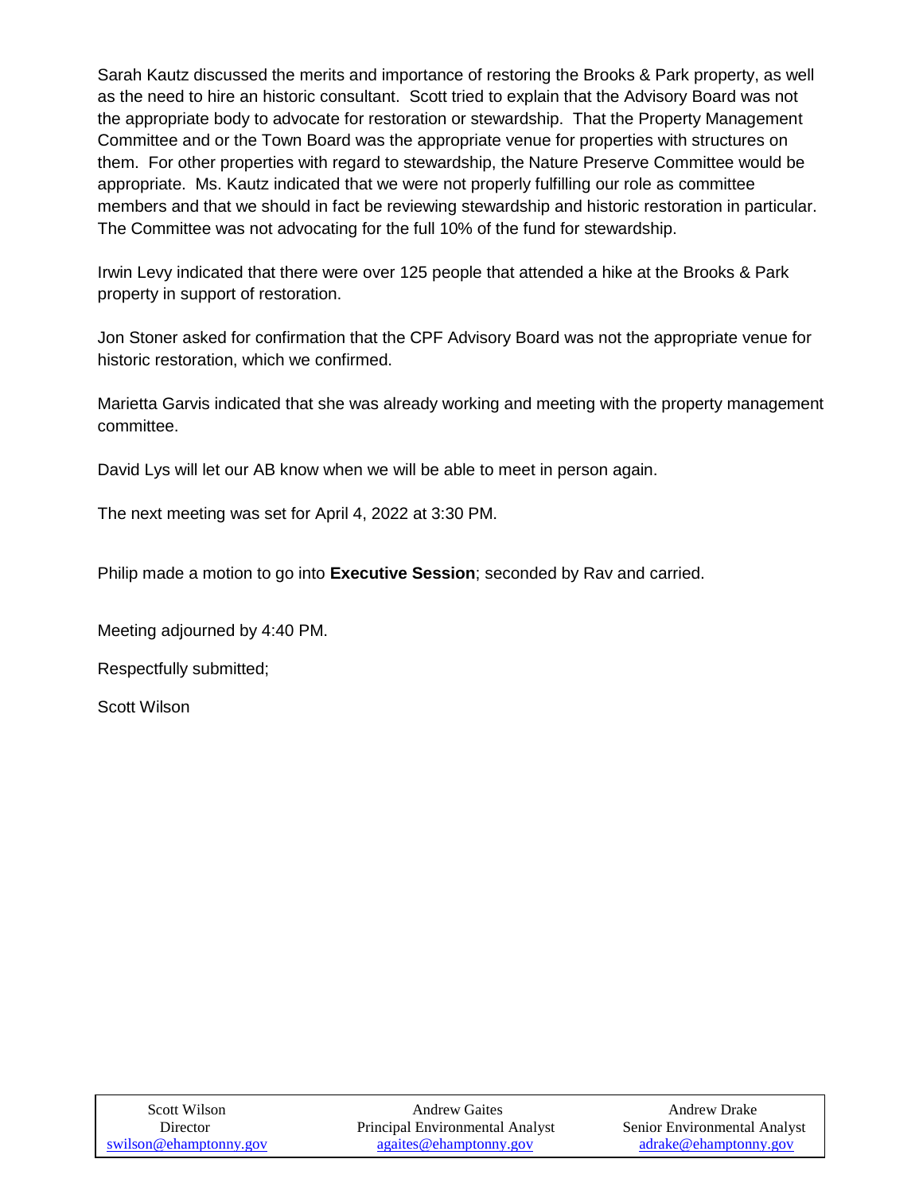Sarah Kautz discussed the merits and importance of restoring the Brooks & Park property, as well as the need to hire an historic consultant. Scott tried to explain that the Advisory Board was not the appropriate body to advocate for restoration or stewardship. That the Property Management Committee and or the Town Board was the appropriate venue for properties with structures on them. For other properties with regard to stewardship, the Nature Preserve Committee would be appropriate. Ms. Kautz indicated that we were not properly fulfilling our role as committee members and that we should in fact be reviewing stewardship and historic restoration in particular. The Committee was not advocating for the full 10% of the fund for stewardship.

Irwin Levy indicated that there were over 125 people that attended a hike at the Brooks & Park property in support of restoration.

Jon Stoner asked for confirmation that the CPF Advisory Board was not the appropriate venue for historic restoration, which we confirmed.

Marietta Garvis indicated that she was already working and meeting with the property management committee.

David Lys will let our AB know when we will be able to meet in person again.

The next meeting was set for April 4, 2022 at 3:30 PM.

Philip made a motion to go into **Executive Session**; seconded by Rav and carried.

Meeting adjourned by 4:40 PM.

Respectfully submitted;

Scott Wilson